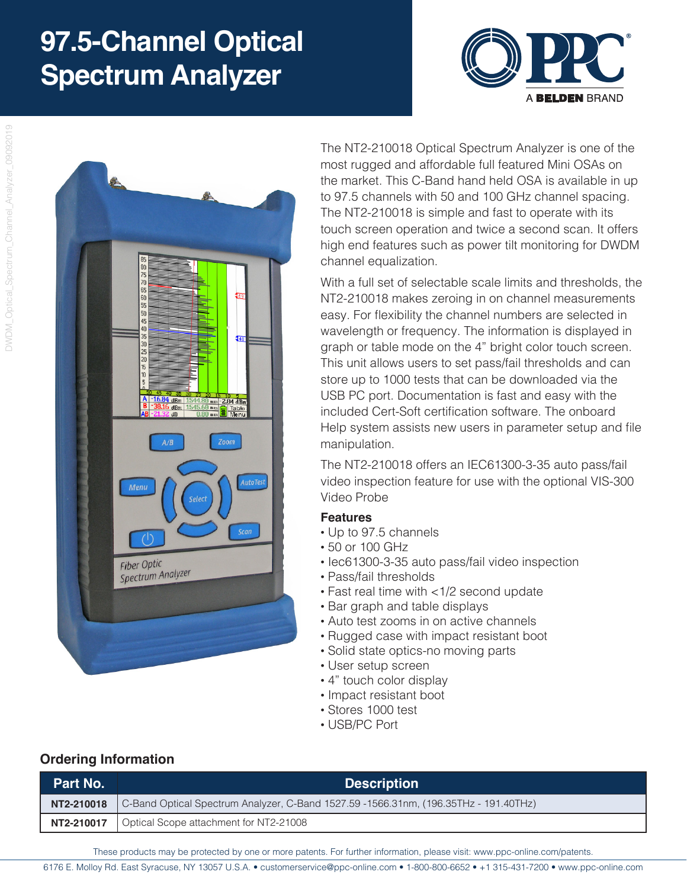# 97.5-Channel Optical Spectrum Analyzer

PPC A BELDEN BRAND

The NT2-210018 Optical Spectrum Analyzer is one of the most rugged and affordable full featured Mini OSAs on the market. This C-Band hand held OSA is available in up to 97.5 channels with 50 and 100 GHz channel spacing. The NT2-210018 is simple and fast to operate with its touch screen operation and twice a second scan. It offers high end features such as power tilt monitoring for DWDM channel equalization.

With a full set of selectable scale limits and thresholds, the NT2-210018 makes zeroing in on channel measurements easy. For flexibility the channel numbers are selected in wavelength or frequency. The information is displayed in graph or table mode on the 4" bright color touch screen. This unit allows users to set pass/fail thresholds and can store up to 1000 tests that can be downloaded via the USB PC port. Documentation is fast and easy with the included Cert-Soft certification software. The onboard Help system assists new users in parameter setup and file manipulation.

The NT2-210018 offers an IEC61300-3-35 auto pass/fail video inspection feature for use with the optional VIS-300 Video Probe

### Features

- Up to 97.5 channels
- 50 or 100 GHz
- Iec61300-3-35 auto pass/fail video inspection
- Pass/fail thresholds
- Fast real time with <1/2 second update
- Bar graph and table displays
- Auto test zooms in on active channels
- Rugged case with impact resistant boot
- Solid state optics-no moving parts
- User setup screen
- 4" touch color display
- Impact resistant boot
- Stores 1000 test
- USB/PC Port

## Ordering Information

| Part No. | Description |
|---|---|
| NT2-210018 | C-Band Optical Spectrum Analyzer, C-Band 1527.59 -1566.31nm, (196.35THz - 191.40THz) |
| NT2-210017 | Optical Scope attachment for NT2-21008 |

These products may be protected by one or more patents. For further information, please visit: www.ppc-online.com/patents.

6176 E. Molloy Rd. East Syracuse, NY 13057 U.S.A. • customerservice@ppc-online.com • 1-800-800-6652 • +1 315-431-7200 • www.ppc-online.com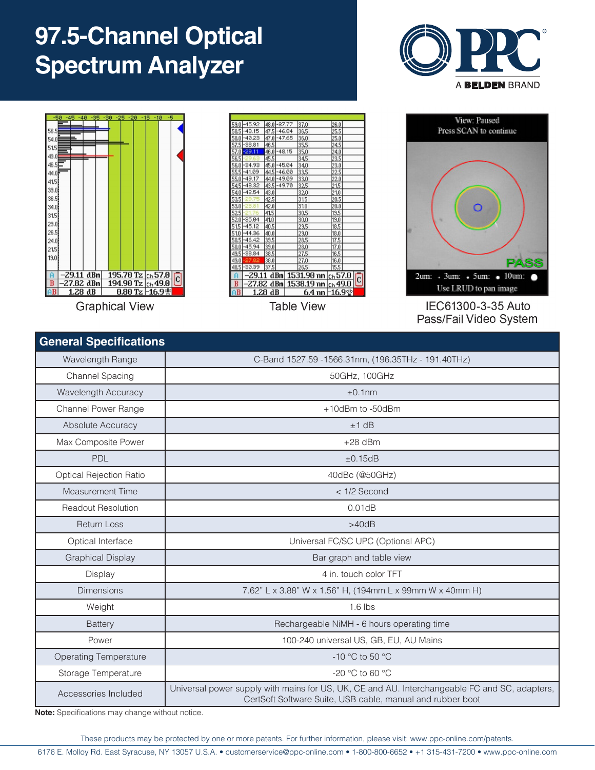# 97.5-Channel Optical Spectrum Analyzer

PPC A BELDEN BRAND

Graphical View

Table View

IEC61300-3-35 Auto Pass/Fail Video System

| General Specifications | |
|---|---|
| Wavelength Range | C-Band 1527.59 -1566.31nm, (196.35THz - 191.40THz) |
| Channel Spacing | 50GHz, 100GHz |
| Wavelength Accuracy | ±0.1nm |
| Channel Power Range | +10dBm to -50dBm |
| Absolute Accuracy | ±1 dB |
| Max Composite Power | +28 dBm |
| PDL | ±0.15dB |
| Optical Rejection Ratio | 40dBc (@50GHz) |
| Measurement Time | < 1/2 Second |
| Readout Resolution | 0.01dB |
| Return Loss | >40dB |
| Optical Interface | Universal FC/SC UPC (Optional APC) |
| Graphical Display | Bar graph and table view |
| Display | 4 in. touch color TFT |
| Dimensions | 7.62" L x 3.88" W x 1.56" H, (194mm L x 99mm W x 40mm H) |
| Weight | 1.6 lbs |
| Battery | Rechargeable NiMH - 6 hours operating time |
| Power | 100-240 universal US, GB, EU, AU Mains |
| Operating Temperature | -10 °C to 50 °C |
| Storage Temperature | -20 °C to 60 °C |
| Accessories Included | Universal power supply with mains for US, UK, CE and AU. Interchangeable FC and SC, adapters, CertSoft Software Suite, USB cable, manual and rubber boot |

**Note:** Specifications may change without notice.

These products may be protected by one or more patents. For further information, please visit: www.ppc-online.com/patents.

6176 E. Molloy Rd. East Syracuse, NY 13057 U.S.A. • customerservice@ppc-online.com • 1-800-800-6652 • +1 315-431-7200 • www.ppc-online.com